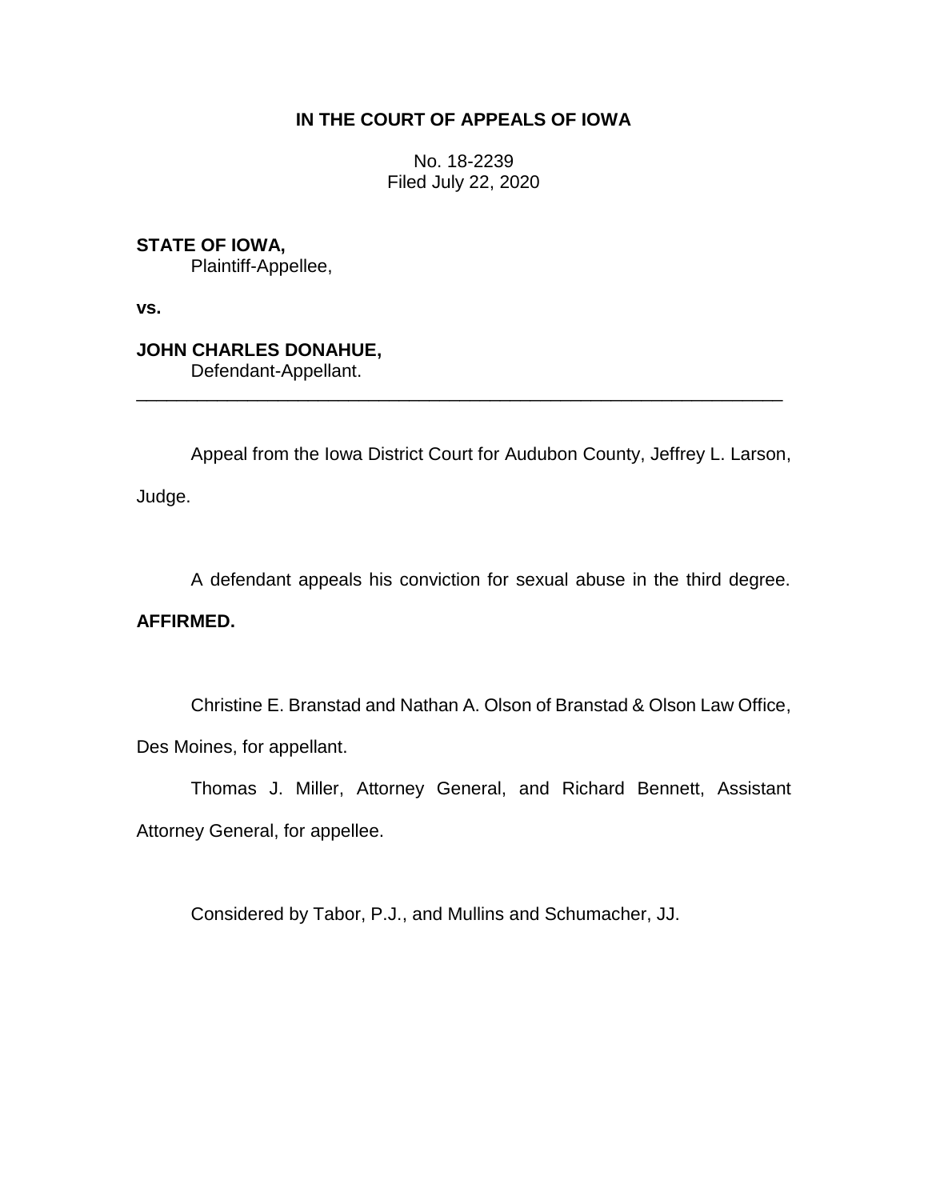**IN THE COURT OF APPEALS OF IOWA**

No. 18-2239
Filed July 22, 2020

**STATE OF IOWA,**
Plaintiff-Appellee,

**vs.**

**JOHN CHARLES DONAHUE,**
Defendant-Appellant.

---

Appeal from the Iowa District Court for Audubon County, Jeffrey L. Larson, Judge.

A defendant appeals his conviction for sexual abuse in the third degree. **AFFIRMED.**

Christine E. Branstad and Nathan A. Olson of Branstad & Olson Law Office, Des Moines, for appellant.

Thomas J. Miller, Attorney General, and Richard Bennett, Assistant Attorney General, for appellee.

Considered by Tabor, P.J., and Mullins and Schumacher, JJ.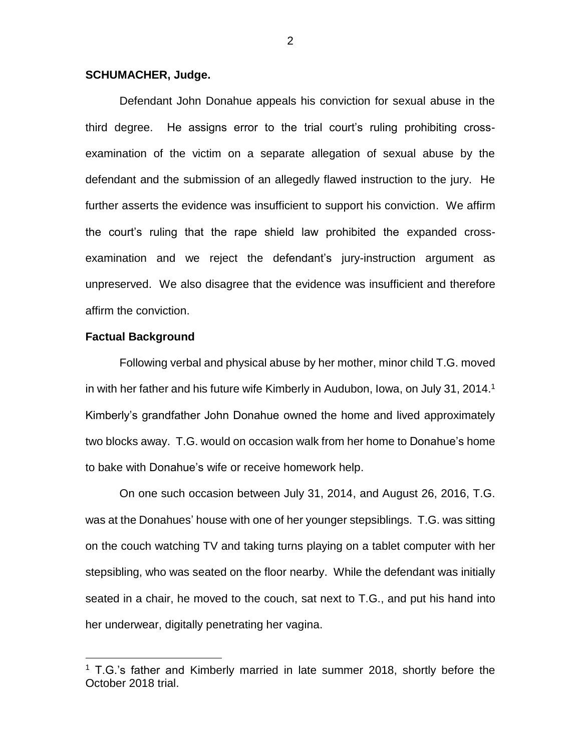**SCHUMACHER, Judge.**

Defendant John Donahue appeals his conviction for sexual abuse in the third degree. He assigns error to the trial court's ruling prohibiting cross-examination of the victim on a separate allegation of sexual abuse by the defendant and the submission of an allegedly flawed instruction to the jury. He further asserts the evidence was insufficient to support his conviction. We affirm the court's ruling that the rape shield law prohibited the expanded cross-examination and we reject the defendant's jury-instruction argument as unpreserved. We also disagree that the evidence was insufficient and therefore affirm the conviction.

**Factual Background**

Following verbal and physical abuse by her mother, minor child T.G. moved in with her father and his future wife Kimberly in Audubon, Iowa, on July 31, 2014.[1] Kimberly's grandfather John Donahue owned the home and lived approximately two blocks away. T.G. would on occasion walk from her home to Donahue's home to bake with Donahue's wife or receive homework help.

On one such occasion between July 31, 2014, and August 26, 2016, T.G. was at the Donahues' house with one of her younger stepsiblings. T.G. was sitting on the couch watching TV and taking turns playing on a tablet computer with her stepsibling, who was seated on the floor nearby. While the defendant was initially seated in a chair, he moved to the couch, sat next to T.G., and put his hand into her underwear, digitally penetrating her vagina.

[1] T.G.'s father and Kimberly married in late summer 2018, shortly before the October 2018 trial.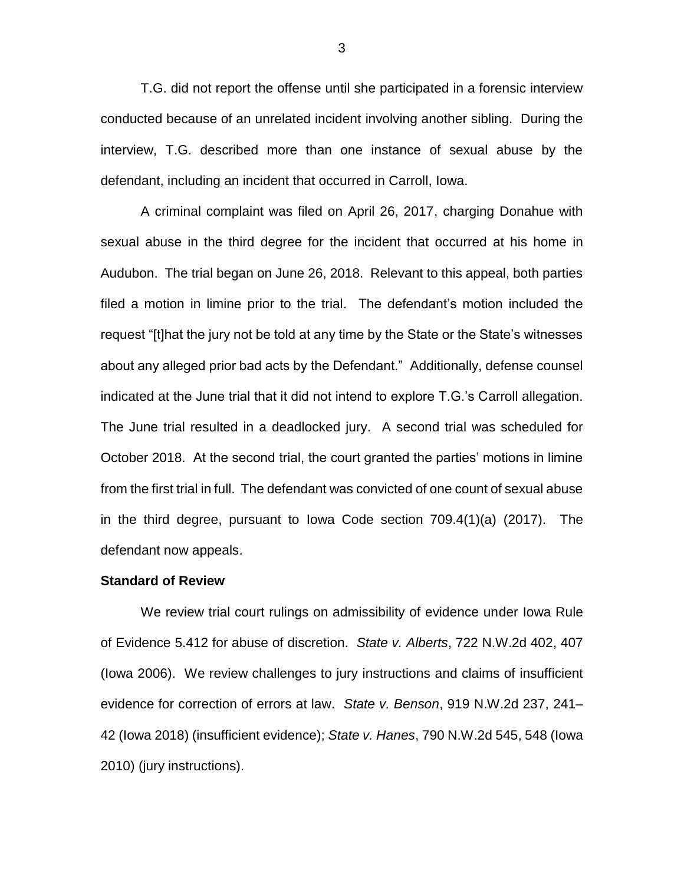T.G. did not report the offense until she participated in a forensic interview conducted because of an unrelated incident involving another sibling. During the interview, T.G. described more than one instance of sexual abuse by the defendant, including an incident that occurred in Carroll, Iowa.

A criminal complaint was filed on April 26, 2017, charging Donahue with sexual abuse in the third degree for the incident that occurred at his home in Audubon. The trial began on June 26, 2018. Relevant to this appeal, both parties filed a motion in limine prior to the trial. The defendant's motion included the request "[t]hat the jury not be told at any time by the State or the State's witnesses about any alleged prior bad acts by the Defendant." Additionally, defense counsel indicated at the June trial that it did not intend to explore T.G.'s Carroll allegation. The June trial resulted in a deadlocked jury. A second trial was scheduled for October 2018. At the second trial, the court granted the parties' motions in limine from the first trial in full. The defendant was convicted of one count of sexual abuse in the third degree, pursuant to Iowa Code section 709.4(1)(a) (2017). The defendant now appeals.

**Standard of Review**

We review trial court rulings on admissibility of evidence under Iowa Rule of Evidence 5.412 for abuse of discretion. *State v. Alberts*, 722 N.W.2d 402, 407 (Iowa 2006). We review challenges to jury instructions and claims of insufficient evidence for correction of errors at law. *State v. Benson*, 919 N.W.2d 237, 241–42 (Iowa 2018) (insufficient evidence); *State v. Hanes*, 790 N.W.2d 545, 548 (Iowa 2010) (jury instructions).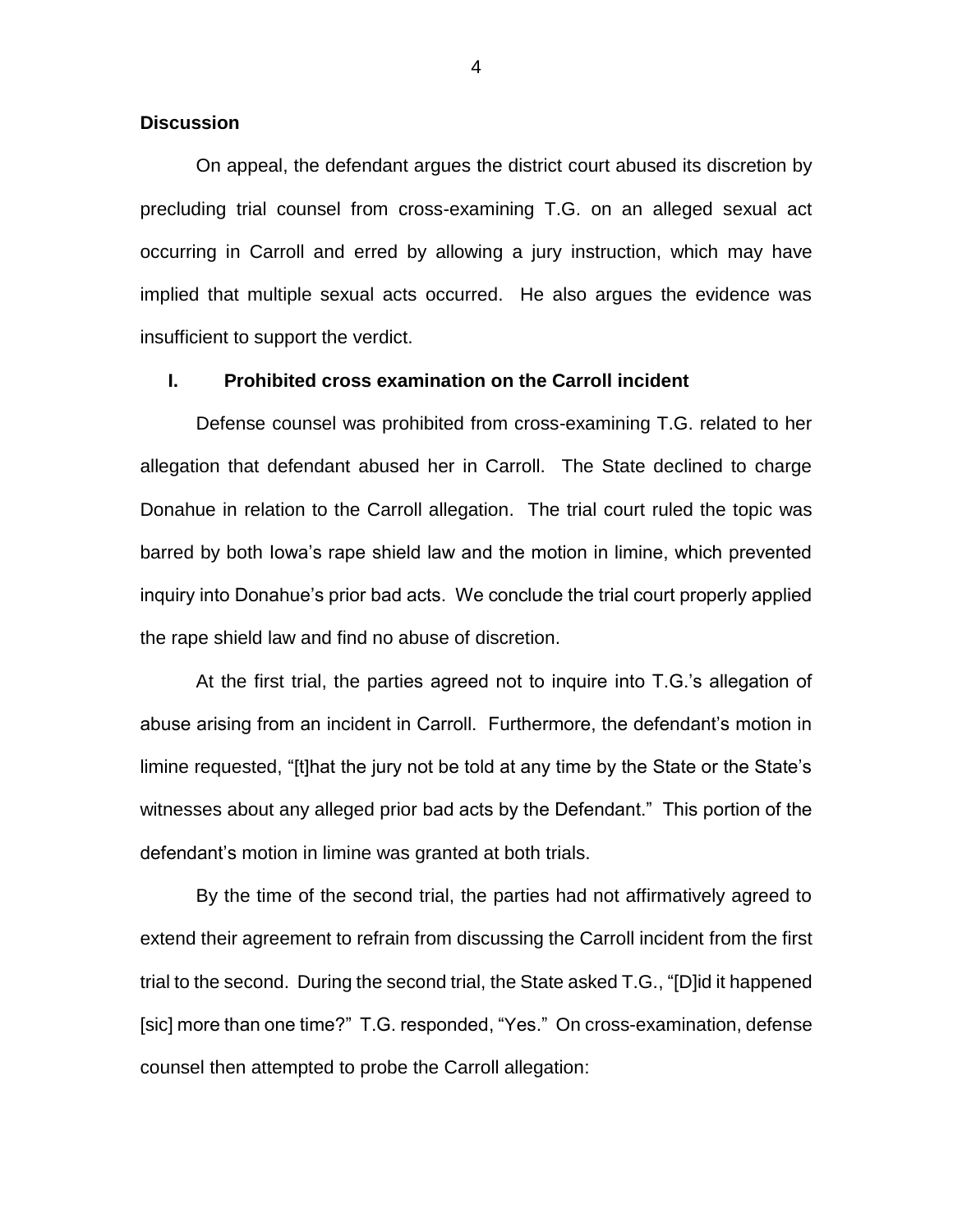**Discussion**

On appeal, the defendant argues the district court abused its discretion by precluding trial counsel from cross-examining T.G. on an alleged sexual act occurring in Carroll and erred by allowing a jury instruction, which may have implied that multiple sexual acts occurred. He also argues the evidence was insufficient to support the verdict.

**I. Prohibited cross examination on the Carroll incident**

Defense counsel was prohibited from cross-examining T.G. related to her allegation that defendant abused her in Carroll. The State declined to charge Donahue in relation to the Carroll allegation. The trial court ruled the topic was barred by both Iowa's rape shield law and the motion in limine, which prevented inquiry into Donahue's prior bad acts. We conclude the trial court properly applied the rape shield law and find no abuse of discretion.

At the first trial, the parties agreed not to inquire into T.G.'s allegation of abuse arising from an incident in Carroll. Furthermore, the defendant's motion in limine requested, "[t]hat the jury not be told at any time by the State or the State's witnesses about any alleged prior bad acts by the Defendant." This portion of the defendant's motion in limine was granted at both trials.

By the time of the second trial, the parties had not affirmatively agreed to extend their agreement to refrain from discussing the Carroll incident from the first trial to the second. During the second trial, the State asked T.G., "[D]id it happened [sic] more than one time?" T.G. responded, "Yes." On cross-examination, defense counsel then attempted to probe the Carroll allegation: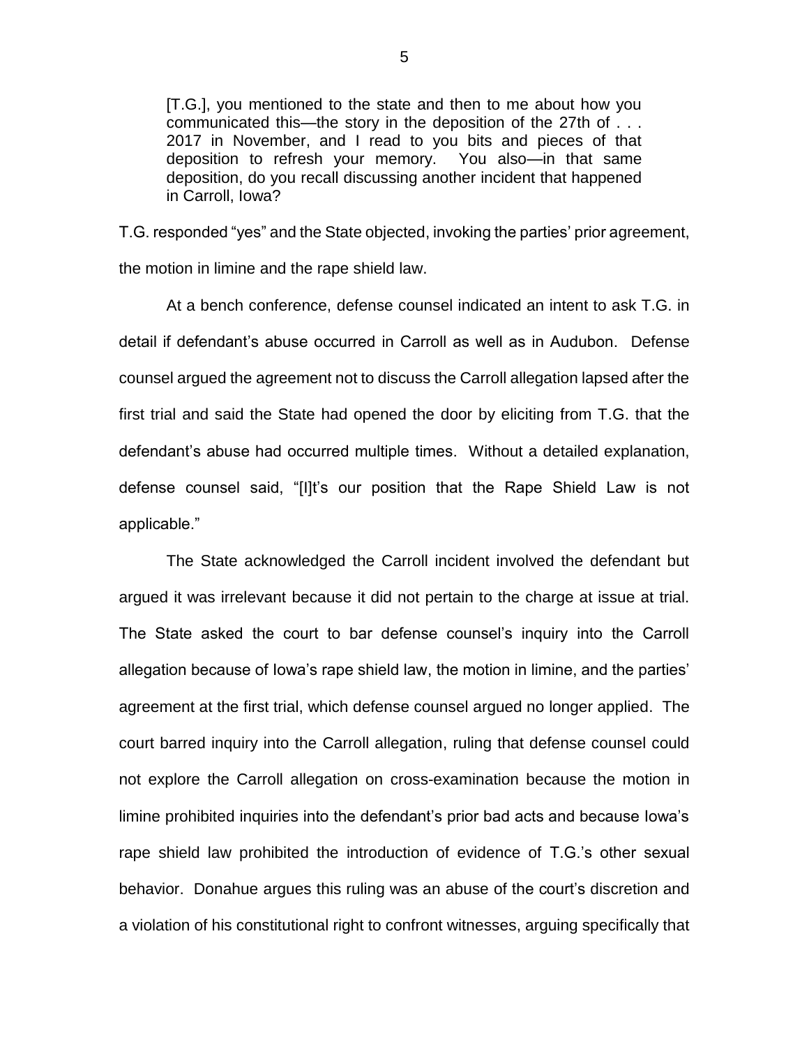> [T.G.], you mentioned to the state and then to me about how you communicated this—the story in the deposition of the 27th of . . . 2017 in November, and I read to you bits and pieces of that deposition to refresh your memory. You also—in that same deposition, do you recall discussing another incident that happened in Carroll, Iowa?

T.G. responded "yes" and the State objected, invoking the parties' prior agreement, the motion in limine and the rape shield law.

At a bench conference, defense counsel indicated an intent to ask T.G. in detail if defendant's abuse occurred in Carroll as well as in Audubon. Defense counsel argued the agreement not to discuss the Carroll allegation lapsed after the first trial and said the State had opened the door by eliciting from T.G. that the defendant's abuse had occurred multiple times. Without a detailed explanation, defense counsel said, "[I]t's our position that the Rape Shield Law is not applicable."

The State acknowledged the Carroll incident involved the defendant but argued it was irrelevant because it did not pertain to the charge at issue at trial. The State asked the court to bar defense counsel's inquiry into the Carroll allegation because of Iowa's rape shield law, the motion in limine, and the parties' agreement at the first trial, which defense counsel argued no longer applied. The court barred inquiry into the Carroll allegation, ruling that defense counsel could not explore the Carroll allegation on cross-examination because the motion in limine prohibited inquiries into the defendant's prior bad acts and because Iowa's rape shield law prohibited the introduction of evidence of T.G.'s other sexual behavior. Donahue argues this ruling was an abuse of the court's discretion and a violation of his constitutional right to confront witnesses, arguing specifically that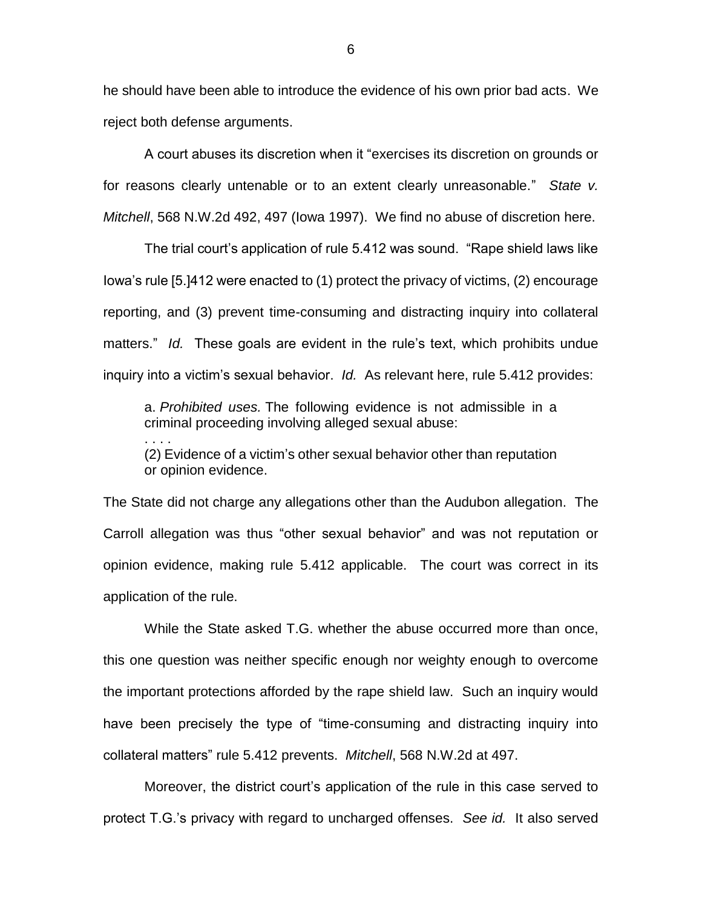he should have been able to introduce the evidence of his own prior bad acts. We reject both defense arguments.

A court abuses its discretion when it "exercises its discretion on grounds or for reasons clearly untenable or to an extent clearly unreasonable." *State v. Mitchell*, 568 N.W.2d 492, 497 (Iowa 1997). We find no abuse of discretion here.

The trial court's application of rule 5.412 was sound. "Rape shield laws like Iowa's rule [5.]412 were enacted to (1) protect the privacy of victims, (2) encourage reporting, and (3) prevent time-consuming and distracting inquiry into collateral matters." *Id.* These goals are evident in the rule's text, which prohibits undue inquiry into a victim's sexual behavior. *Id.* As relevant here, rule 5.412 provides:

> a. *Prohibited uses.* The following evidence is not admissible in a criminal proceeding involving alleged sexual abuse:
> . . . .
> (2) Evidence of a victim's other sexual behavior other than reputation or opinion evidence.

The State did not charge any allegations other than the Audubon allegation. The Carroll allegation was thus "other sexual behavior" and was not reputation or opinion evidence, making rule 5.412 applicable. The court was correct in its application of the rule.

While the State asked T.G. whether the abuse occurred more than once, this one question was neither specific enough nor weighty enough to overcome the important protections afforded by the rape shield law. Such an inquiry would have been precisely the type of "time-consuming and distracting inquiry into collateral matters" rule 5.412 prevents. *Mitchell*, 568 N.W.2d at 497.

Moreover, the district court's application of the rule in this case served to protect T.G.'s privacy with regard to uncharged offenses. *See id.* It also served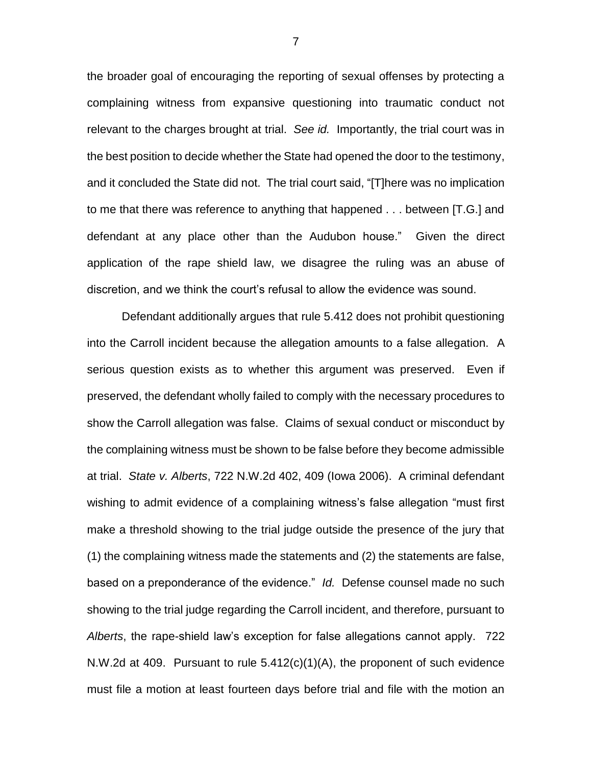the broader goal of encouraging the reporting of sexual offenses by protecting a complaining witness from expansive questioning into traumatic conduct not relevant to the charges brought at trial. *See id.* Importantly, the trial court was in the best position to decide whether the State had opened the door to the testimony, and it concluded the State did not. The trial court said, "[T]here was no implication to me that there was reference to anything that happened . . . between [T.G.] and defendant at any place other than the Audubon house." Given the direct application of the rape shield law, we disagree the ruling was an abuse of discretion, and we think the court's refusal to allow the evidence was sound.

Defendant additionally argues that rule 5.412 does not prohibit questioning into the Carroll incident because the allegation amounts to a false allegation. A serious question exists as to whether this argument was preserved. Even if preserved, the defendant wholly failed to comply with the necessary procedures to show the Carroll allegation was false. Claims of sexual conduct or misconduct by the complaining witness must be shown to be false before they become admissible at trial. *State v. Alberts*, 722 N.W.2d 402, 409 (Iowa 2006). A criminal defendant wishing to admit evidence of a complaining witness's false allegation "must first make a threshold showing to the trial judge outside the presence of the jury that (1) the complaining witness made the statements and (2) the statements are false, based on a preponderance of the evidence." *Id.* Defense counsel made no such showing to the trial judge regarding the Carroll incident, and therefore, pursuant to *Alberts*, the rape-shield law's exception for false allegations cannot apply. 722 N.W.2d at 409. Pursuant to rule 5.412(c)(1)(A), the proponent of such evidence must file a motion at least fourteen days before trial and file with the motion an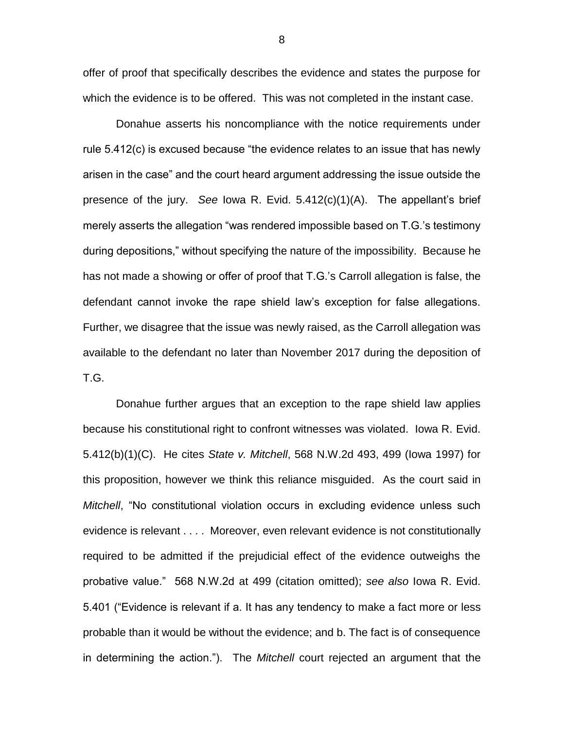offer of proof that specifically describes the evidence and states the purpose for which the evidence is to be offered. This was not completed in the instant case.

Donahue asserts his noncompliance with the notice requirements under rule 5.412(c) is excused because "the evidence relates to an issue that has newly arisen in the case" and the court heard argument addressing the issue outside the presence of the jury. *See* Iowa R. Evid. 5.412(c)(1)(A). The appellant's brief merely asserts the allegation "was rendered impossible based on T.G.'s testimony during depositions," without specifying the nature of the impossibility. Because he has not made a showing or offer of proof that T.G.'s Carroll allegation is false, the defendant cannot invoke the rape shield law's exception for false allegations. Further, we disagree that the issue was newly raised, as the Carroll allegation was available to the defendant no later than November 2017 during the deposition of T.G.

Donahue further argues that an exception to the rape shield law applies because his constitutional right to confront witnesses was violated. Iowa R. Evid. 5.412(b)(1)(C). He cites *State v. Mitchell*, 568 N.W.2d 493, 499 (Iowa 1997) for this proposition, however we think this reliance misguided. As the court said in *Mitchell*, "No constitutional violation occurs in excluding evidence unless such evidence is relevant . . . . Moreover, even relevant evidence is not constitutionally required to be admitted if the prejudicial effect of the evidence outweighs the probative value." 568 N.W.2d at 499 (citation omitted); *see also* Iowa R. Evid. 5.401 ("Evidence is relevant if a. It has any tendency to make a fact more or less probable than it would be without the evidence; and b. The fact is of consequence in determining the action."). The *Mitchell* court rejected an argument that the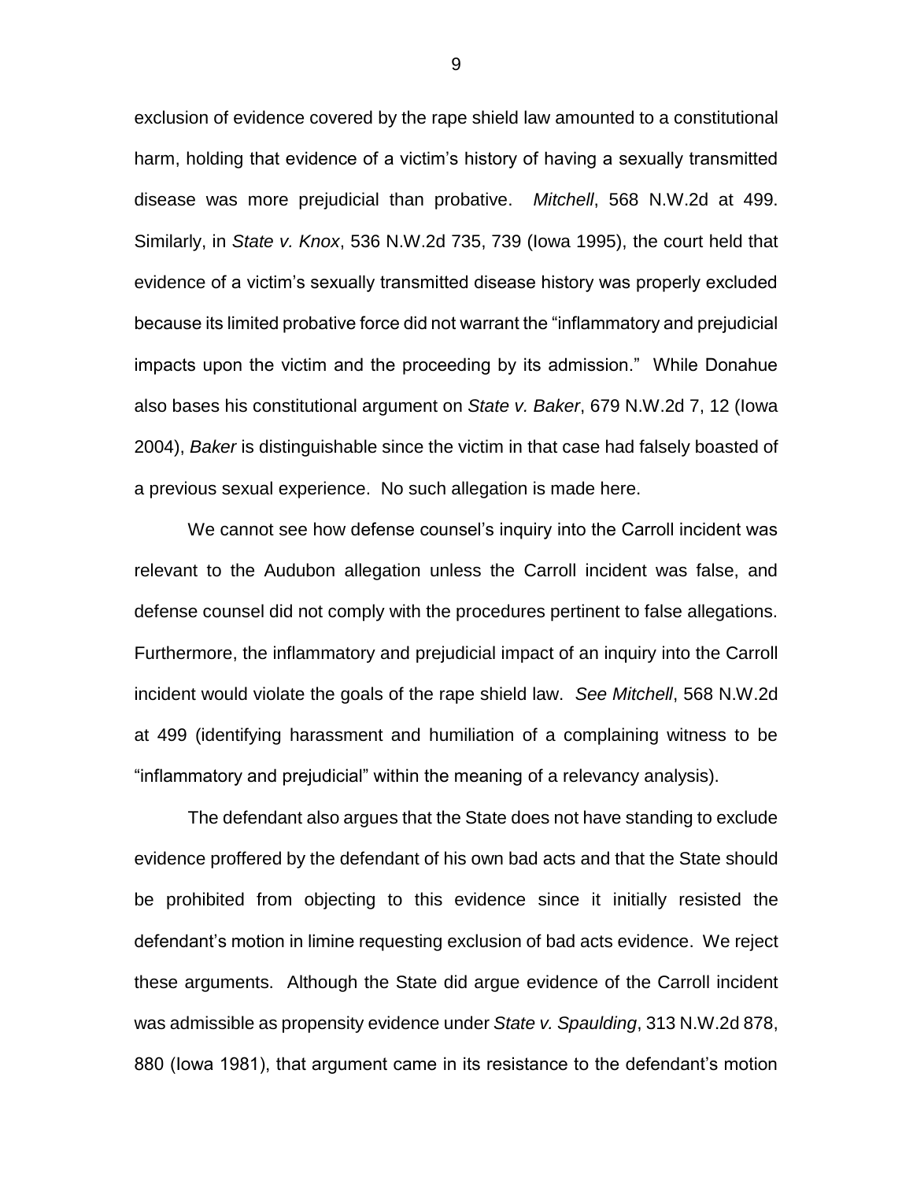exclusion of evidence covered by the rape shield law amounted to a constitutional harm, holding that evidence of a victim's history of having a sexually transmitted disease was more prejudicial than probative. *Mitchell*, 568 N.W.2d at 499. Similarly, in *State v. Knox*, 536 N.W.2d 735, 739 (Iowa 1995), the court held that evidence of a victim's sexually transmitted disease history was properly excluded because its limited probative force did not warrant the "inflammatory and prejudicial impacts upon the victim and the proceeding by its admission." While Donahue also bases his constitutional argument on *State v. Baker*, 679 N.W.2d 7, 12 (Iowa 2004), *Baker* is distinguishable since the victim in that case had falsely boasted of a previous sexual experience. No such allegation is made here.

We cannot see how defense counsel's inquiry into the Carroll incident was relevant to the Audubon allegation unless the Carroll incident was false, and defense counsel did not comply with the procedures pertinent to false allegations. Furthermore, the inflammatory and prejudicial impact of an inquiry into the Carroll incident would violate the goals of the rape shield law. *See Mitchell*, 568 N.W.2d at 499 (identifying harassment and humiliation of a complaining witness to be "inflammatory and prejudicial" within the meaning of a relevancy analysis).

The defendant also argues that the State does not have standing to exclude evidence proffered by the defendant of his own bad acts and that the State should be prohibited from objecting to this evidence since it initially resisted the defendant's motion in limine requesting exclusion of bad acts evidence. We reject these arguments. Although the State did argue evidence of the Carroll incident was admissible as propensity evidence under *State v. Spaulding*, 313 N.W.2d 878, 880 (Iowa 1981), that argument came in its resistance to the defendant's motion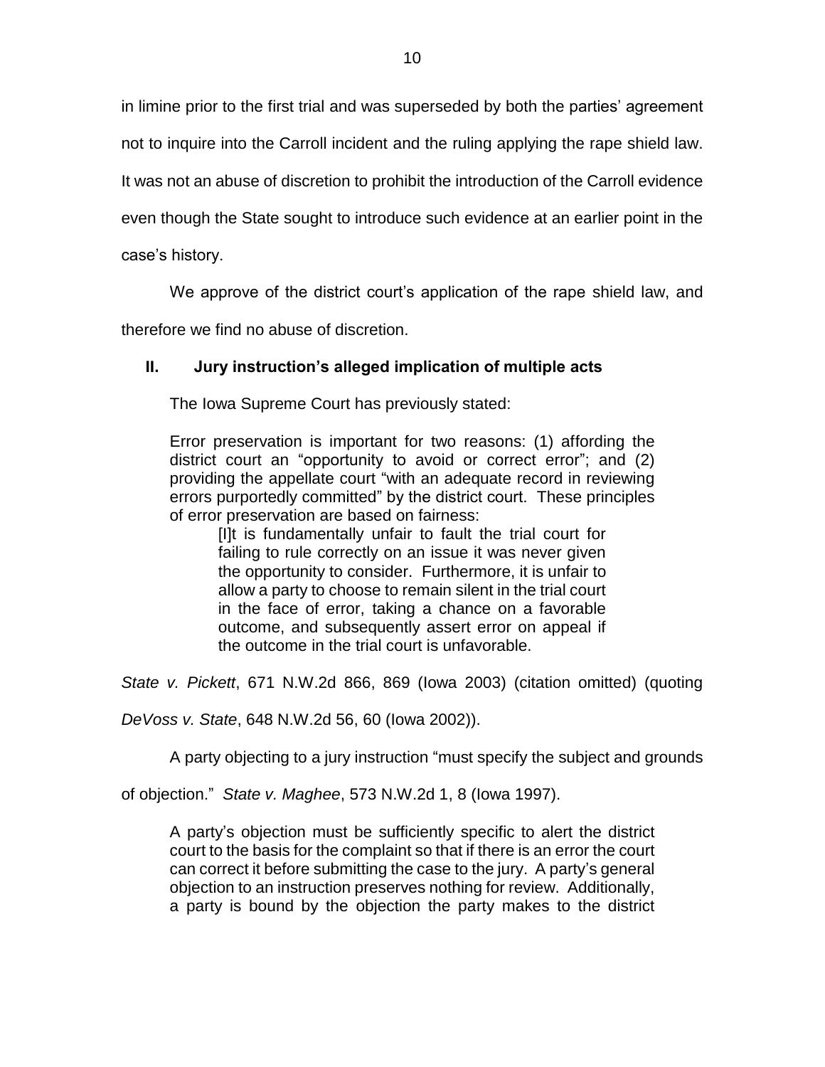in limine prior to the first trial and was superseded by both the parties' agreement not to inquire into the Carroll incident and the ruling applying the rape shield law. It was not an abuse of discretion to prohibit the introduction of the Carroll evidence even though the State sought to introduce such evidence at an earlier point in the case's history.

We approve of the district court's application of the rape shield law, and therefore we find no abuse of discretion.

## II. Jury instruction's alleged implication of multiple acts

The Iowa Supreme Court has previously stated:

> Error preservation is important for two reasons: (1) affording the district court an "opportunity to avoid or correct error"; and (2) providing the appellate court "with an adequate record in reviewing errors purportedly committed" by the district court. These principles of error preservation are based on fairness:
>
> > [I]t is fundamentally unfair to fault the trial court for failing to rule correctly on an issue it was never given the opportunity to consider. Furthermore, it is unfair to allow a party to choose to remain silent in the trial court in the face of error, taking a chance on a favorable outcome, and subsequently assert error on appeal if the outcome in the trial court is unfavorable.

*State v. Pickett*, 671 N.W.2d 866, 869 (Iowa 2003) (citation omitted) (quoting *DeVoss v. State*, 648 N.W.2d 56, 60 (Iowa 2002)).

A party objecting to a jury instruction "must specify the subject and grounds of objection." *State v. Maghee*, 573 N.W.2d 1, 8 (Iowa 1997).

> A party's objection must be sufficiently specific to alert the district court to the basis for the complaint so that if there is an error the court can correct it before submitting the case to the jury. A party's general objection to an instruction preserves nothing for review. Additionally, a party is bound by the objection the party makes to the district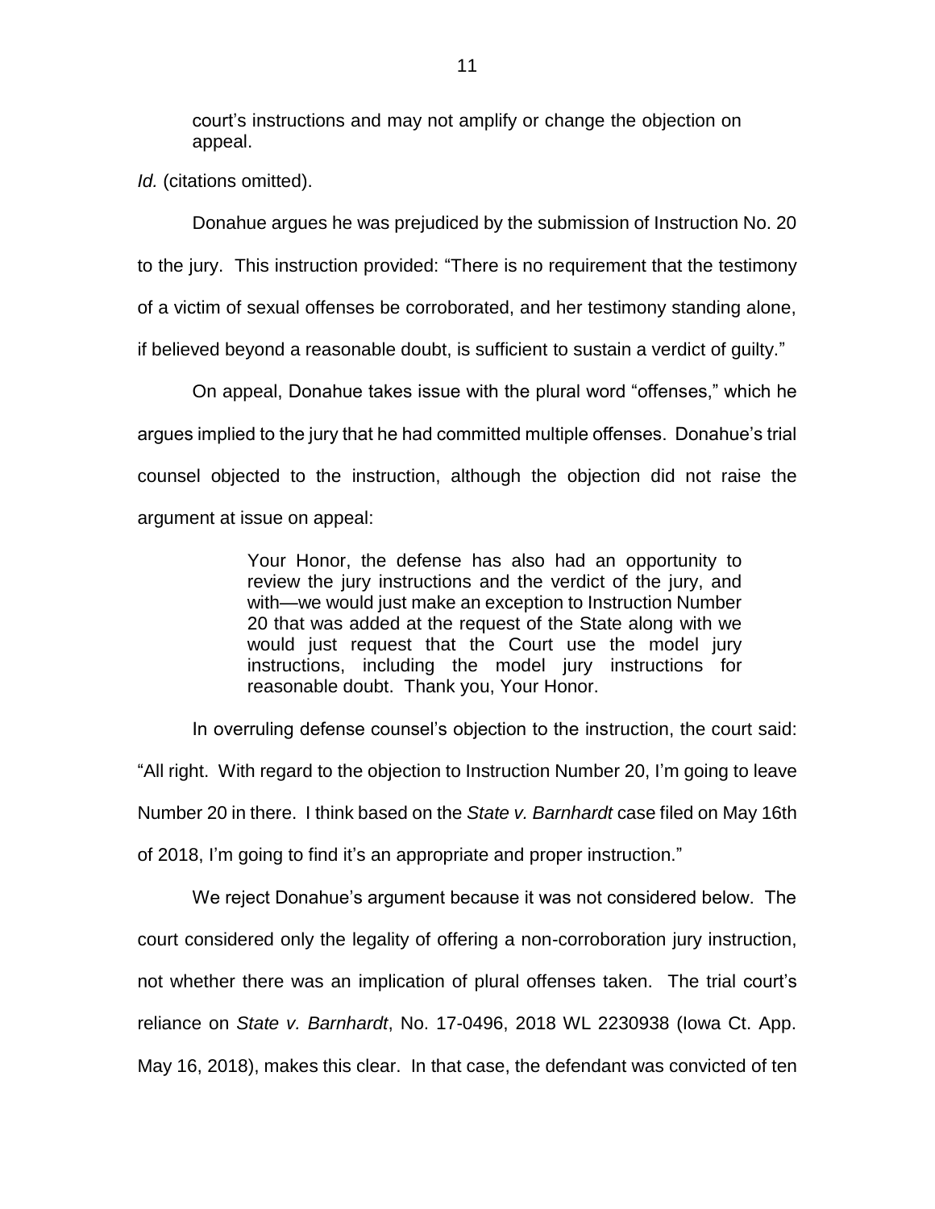> court's instructions and may not amplify or change the objection on appeal.

*Id.* (citations omitted).

Donahue argues he was prejudiced by the submission of Instruction No. 20 to the jury. This instruction provided: "There is no requirement that the testimony of a victim of sexual offenses be corroborated, and her testimony standing alone, if believed beyond a reasonable doubt, is sufficient to sustain a verdict of guilty."

On appeal, Donahue takes issue with the plural word "offenses," which he argues implied to the jury that he had committed multiple offenses. Donahue's trial counsel objected to the instruction, although the objection did not raise the argument at issue on appeal:

> Your Honor, the defense has also had an opportunity to review the jury instructions and the verdict of the jury, and with—we would just make an exception to Instruction Number 20 that was added at the request of the State along with we would just request that the Court use the model jury instructions, including the model jury instructions for reasonable doubt. Thank you, Your Honor.

In overruling defense counsel's objection to the instruction, the court said: "All right. With regard to the objection to Instruction Number 20, I'm going to leave Number 20 in there. I think based on the *State v. Barnhardt* case filed on May 16th of 2018, I'm going to find it's an appropriate and proper instruction."

We reject Donahue's argument because it was not considered below. The court considered only the legality of offering a non-corroboration jury instruction, not whether there was an implication of plural offenses taken. The trial court's reliance on *State v. Barnhardt*, No. 17-0496, 2018 WL 2230938 (Iowa Ct. App. May 16, 2018), makes this clear. In that case, the defendant was convicted of ten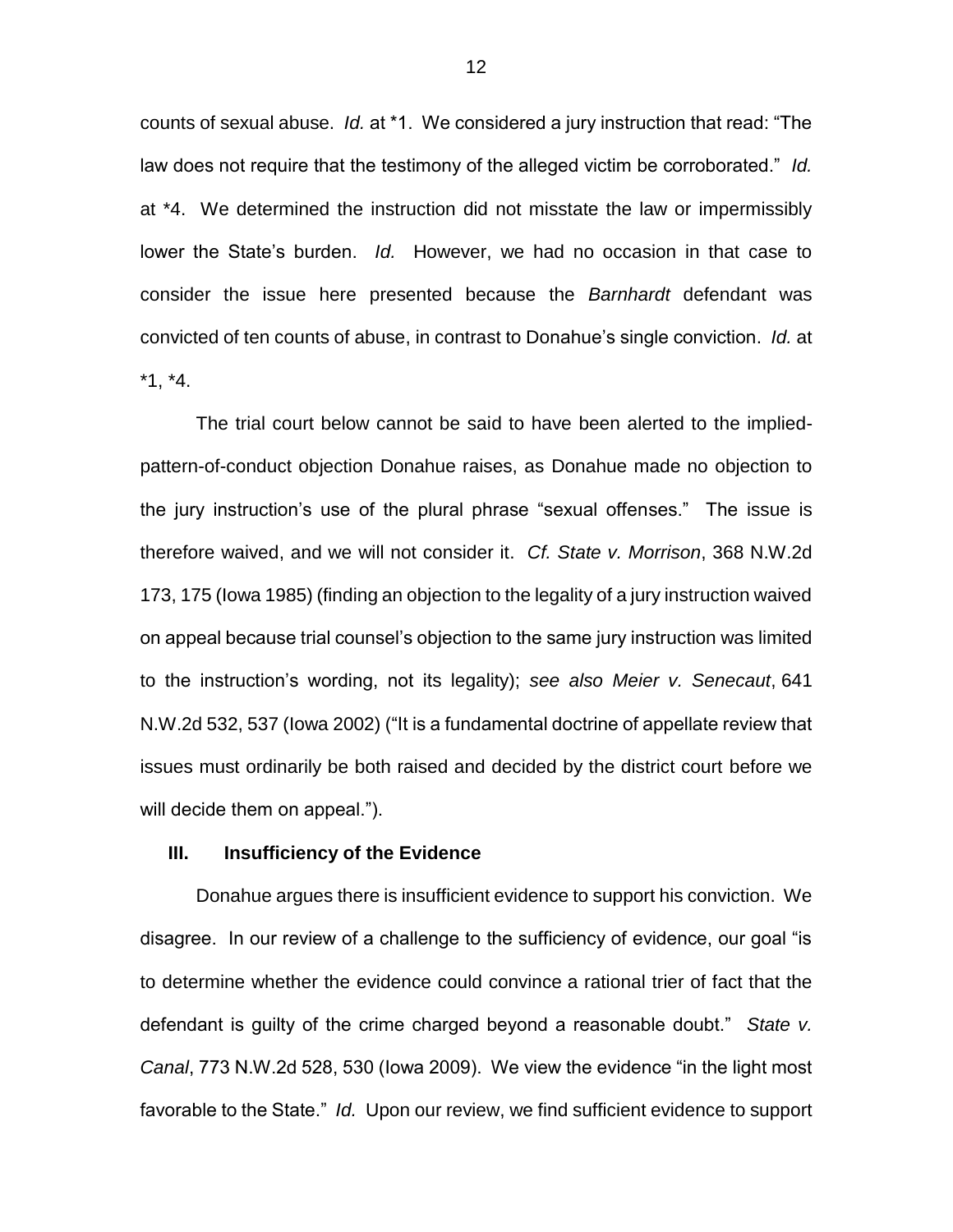counts of sexual abuse. *Id.* at *1. We considered a jury instruction that read: "The law does not require that the testimony of the alleged victim be corroborated." *Id.* at *4. We determined the instruction did not misstate the law or impermissibly lower the State's burden. *Id.* However, we had no occasion in that case to consider the issue here presented because the *Barnhardt* defendant was convicted of ten counts of abuse, in contrast to Donahue's single conviction. *Id.* at *1, *4.

The trial court below cannot be said to have been alerted to the implied-pattern-of-conduct objection Donahue raises, as Donahue made no objection to the jury instruction's use of the plural phrase "sexual offenses." The issue is therefore waived, and we will not consider it. *Cf. State v. Morrison*, 368 N.W.2d 173, 175 (Iowa 1985) (finding an objection to the legality of a jury instruction waived on appeal because trial counsel's objection to the same jury instruction was limited to the instruction's wording, not its legality); *see also Meier v. Senecaut*, 641 N.W.2d 532, 537 (Iowa 2002) ("It is a fundamental doctrine of appellate review that issues must ordinarily be both raised and decided by the district court before we will decide them on appeal.").

### III. Insufficiency of the Evidence

Donahue argues there is insufficient evidence to support his conviction. We disagree. In our review of a challenge to the sufficiency of evidence, our goal "is to determine whether the evidence could convince a rational trier of fact that the defendant is guilty of the crime charged beyond a reasonable doubt." *State v. Canal*, 773 N.W.2d 528, 530 (Iowa 2009). We view the evidence "in the light most favorable to the State." *Id.* Upon our review, we find sufficient evidence to support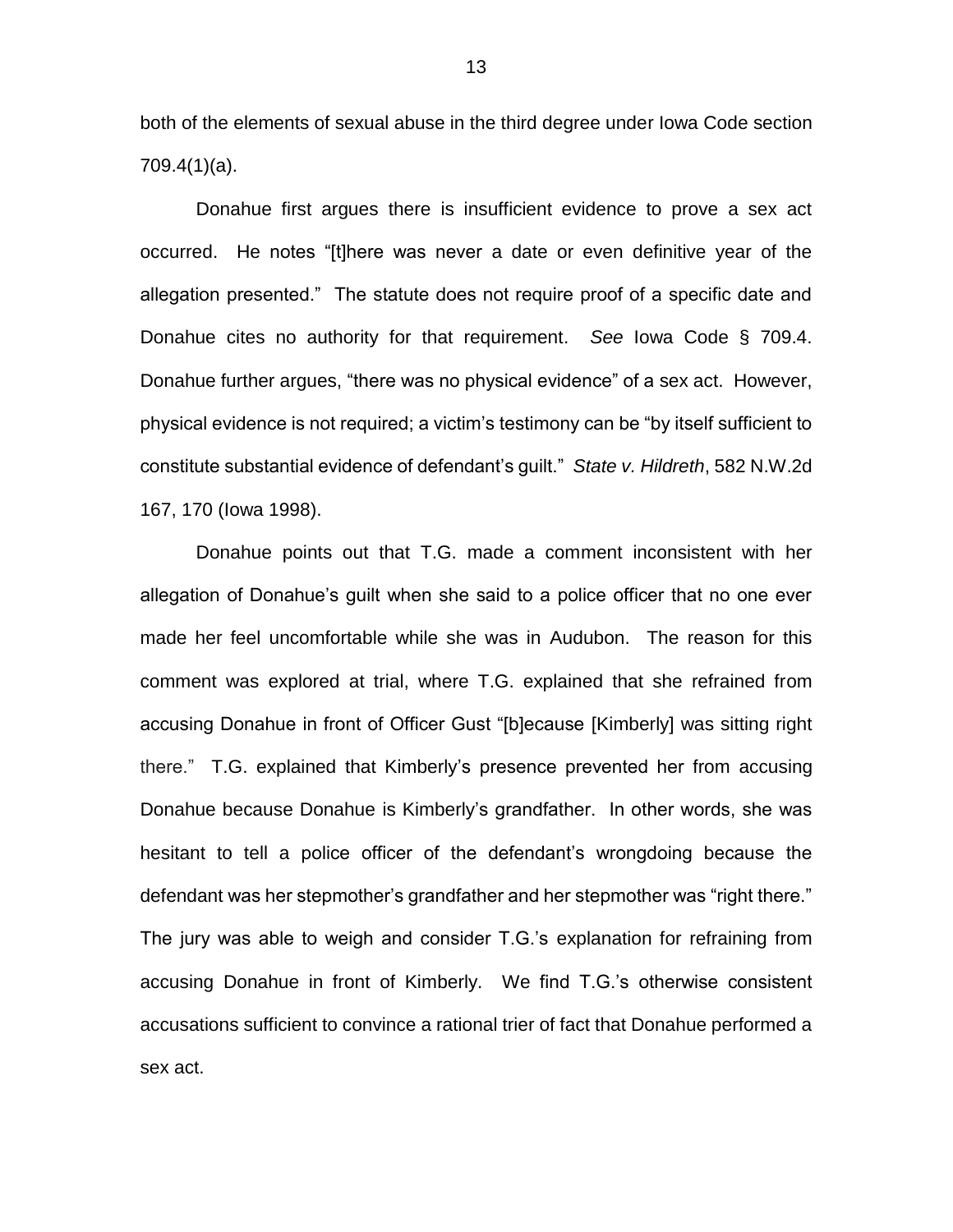both of the elements of sexual abuse in the third degree under Iowa Code section 709.4(1)(a).

Donahue first argues there is insufficient evidence to prove a sex act occurred. He notes "[t]here was never a date or even definitive year of the allegation presented." The statute does not require proof of a specific date and Donahue cites no authority for that requirement. *See* Iowa Code § 709.4. Donahue further argues, "there was no physical evidence" of a sex act. However, physical evidence is not required; a victim's testimony can be "by itself sufficient to constitute substantial evidence of defendant's guilt." *State v. Hildreth*, 582 N.W.2d 167, 170 (Iowa 1998).

Donahue points out that T.G. made a comment inconsistent with her allegation of Donahue's guilt when she said to a police officer that no one ever made her feel uncomfortable while she was in Audubon. The reason for this comment was explored at trial, where T.G. explained that she refrained from accusing Donahue in front of Officer Gust "[b]ecause [Kimberly] was sitting right there." T.G. explained that Kimberly's presence prevented her from accusing Donahue because Donahue is Kimberly's grandfather. In other words, she was hesitant to tell a police officer of the defendant's wrongdoing because the defendant was her stepmother's grandfather and her stepmother was "right there." The jury was able to weigh and consider T.G.'s explanation for refraining from accusing Donahue in front of Kimberly. We find T.G.'s otherwise consistent accusations sufficient to convince a rational trier of fact that Donahue performed a sex act.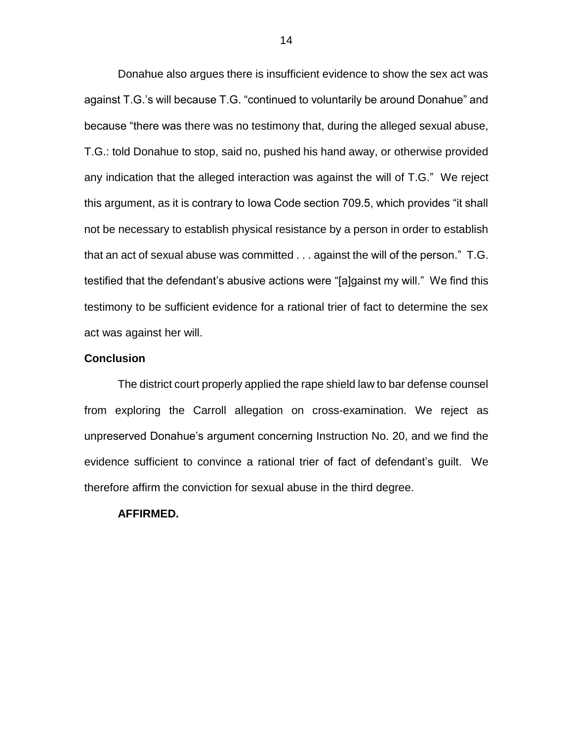Donahue also argues there is insufficient evidence to show the sex act was against T.G.'s will because T.G. "continued to voluntarily be around Donahue" and because "there was there was no testimony that, during the alleged sexual abuse, T.G.: told Donahue to stop, said no, pushed his hand away, or otherwise provided any indication that the alleged interaction was against the will of T.G." We reject this argument, as it is contrary to Iowa Code section 709.5, which provides "it shall not be necessary to establish physical resistance by a person in order to establish that an act of sexual abuse was committed . . . against the will of the person." T.G. testified that the defendant's abusive actions were "[a]gainst my will." We find this testimony to be sufficient evidence for a rational trier of fact to determine the sex act was against her will.

**Conclusion**

The district court properly applied the rape shield law to bar defense counsel from exploring the Carroll allegation on cross-examination. We reject as unpreserved Donahue's argument concerning Instruction No. 20, and we find the evidence sufficient to convince a rational trier of fact of defendant's guilt. We therefore affirm the conviction for sexual abuse in the third degree.

**AFFIRMED.**